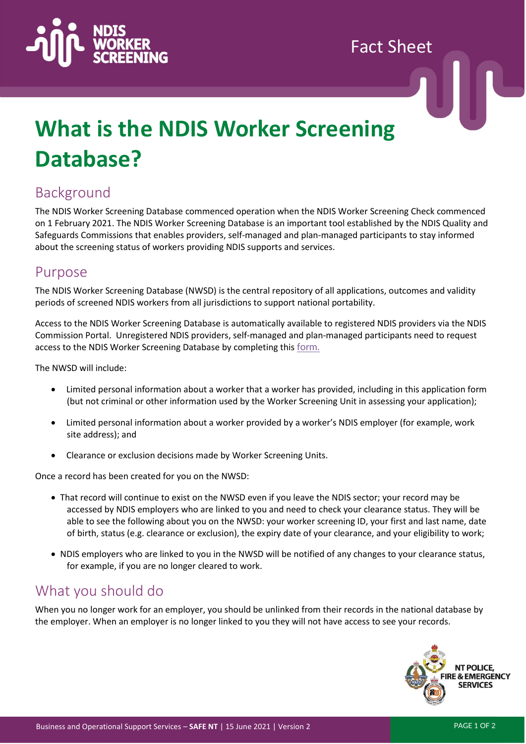NDIS WORKER SCREENING

Fact Sheet

# What is the NDIS Worker Screening Database?

## Background

The NDIS Worker Screening Database commenced operation when the NDIS Worker Screening Check commenced on 1 February 2021. The NDIS Worker Screening Database is an important tool established by the NDIS Quality and Safeguards Commissions that enables providers, self-managed and plan-managed participants to stay informed about the screening status of workers providing NDIS supports and services.

## Purpose

The NDIS Worker Screening Database (NWSD) is the central repository of all applications, outcomes and validity periods of screened NDIS workers from all jurisdictions to support national portability.

Access to the NDIS Worker Screening Database is automatically available to registered NDIS providers via the NDIS Commission Portal. Unregistered NDIS providers, self-managed and plan-managed participants need to request access to the NDIS Worker Screening Database by completing this form.

The NWSD will include:

- Limited personal information about a worker that a worker has provided, including in this application form (but not criminal or other information used by the Worker Screening Unit in assessing your application);
- Limited personal information about a worker provided by a worker's NDIS employer (for example, work site address); and
- Clearance or exclusion decisions made by Worker Screening Units.

Once a record has been created for you on the NWSD:

- That record will continue to exist on the NWSD even if you leave the NDIS sector; your record may be accessed by NDIS employers who are linked to you and need to check your clearance status. They will be able to see the following about you on the NWSD: your worker screening ID, your first and last name, date of birth, status (e.g. clearance or exclusion), the expiry date of your clearance, and your eligibility to work;
- NDIS employers who are linked to you in the NWSD will be notified of any changes to your clearance status, for example, if you are no longer cleared to work.

## What you should do

When you no longer work for an employer, you should be unlinked from their records in the national database by the employer. When an employer is no longer linked to you they will not have access to see your records.

NT POLICE, FIRE & EMERGENCY SERVICES

Business and Operational Support Services – **SAFE NT** | 15 June 2021 | Version 2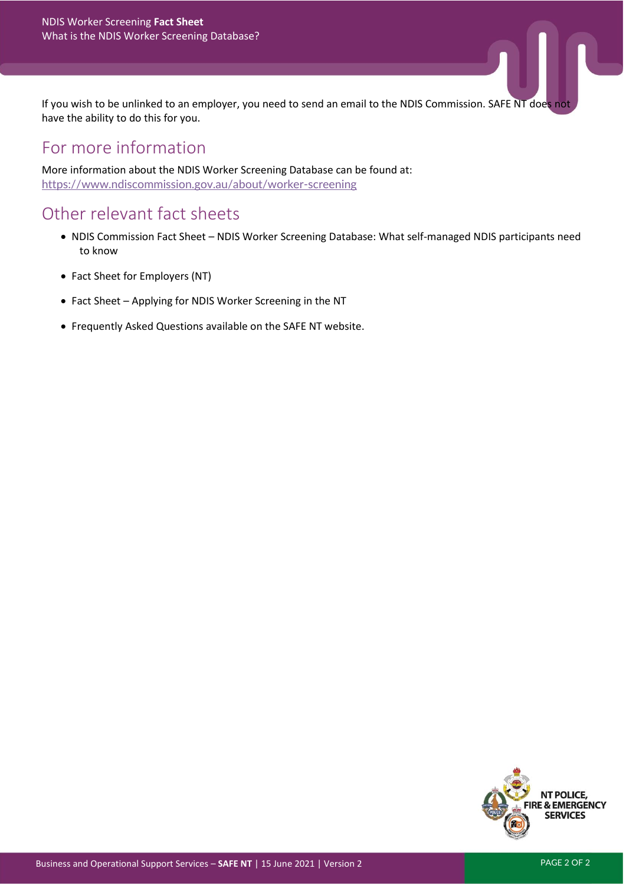If you wish to be unlinked to an employer, you need to send an email to the NDIS Commission. SAFE NT does not have the ability to do this for you.

## For more information

More information about the NDIS Worker Screening Database can be found at:
https://www.ndiscommission.gov.au/about/worker-screening

## Other relevant fact sheets

- NDIS Commission Fact Sheet – NDIS Worker Screening Database: What self-managed NDIS participants need to know
- Fact Sheet for Employers (NT)
- Fact Sheet – Applying for NDIS Worker Screening in the NT
- Frequently Asked Questions available on the SAFE NT website.